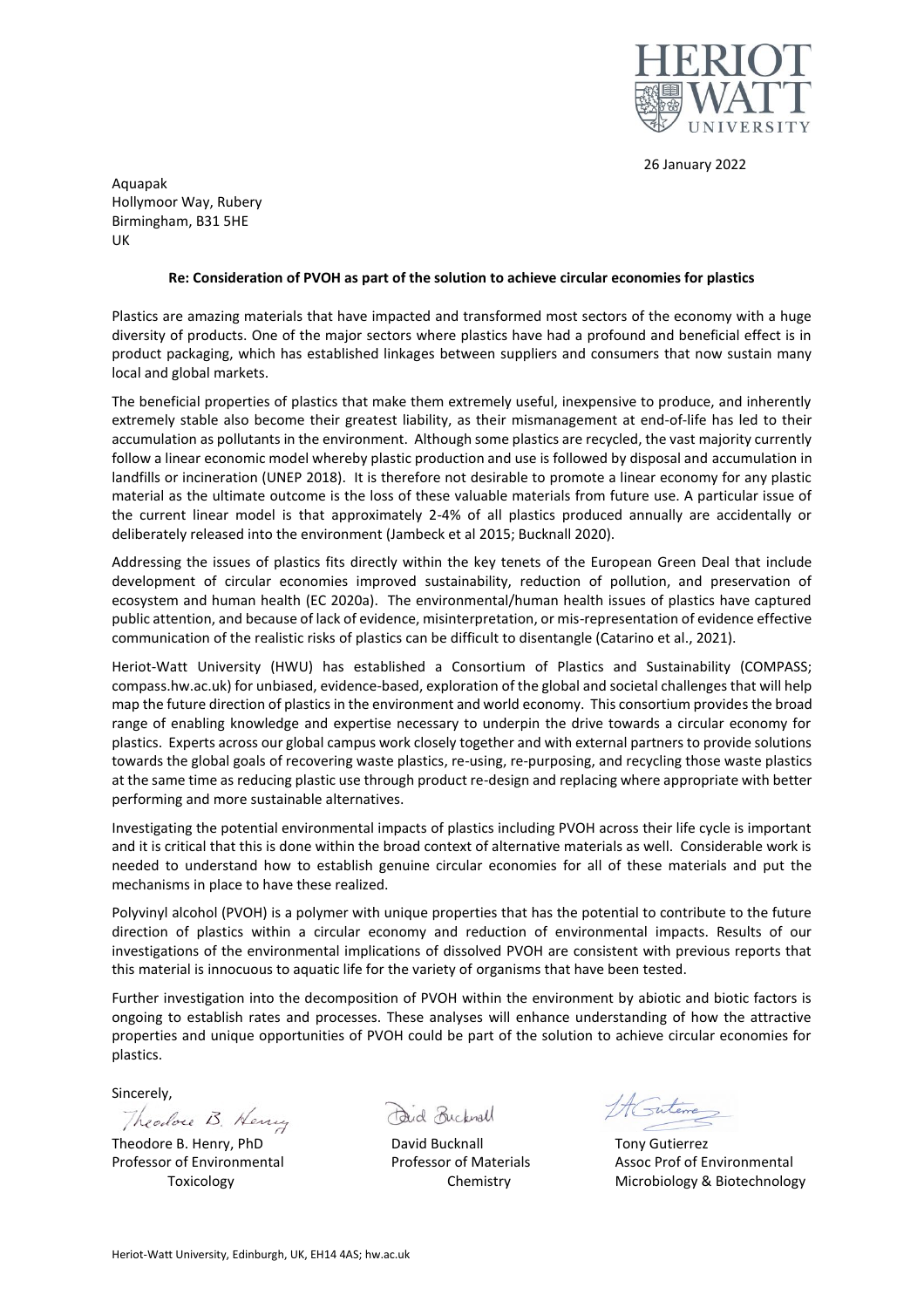26 January 2022

Aquapak
Hollymoor Way, Rubery
Birmingham, B31 5HE
UK

**Re: Consideration of PVOH as part of the solution to achieve circular economies for plastics**

Plastics are amazing materials that have impacted and transformed most sectors of the economy with a huge diversity of products. One of the major sectors where plastics have had a profound and beneficial effect is in product packaging, which has established linkages between suppliers and consumers that now sustain many local and global markets.

The beneficial properties of plastics that make them extremely useful, inexpensive to produce, and inherently extremely stable also become their greatest liability, as their mismanagement at end-of-life has led to their accumulation as pollutants in the environment. Although some plastics are recycled, the vast majority currently follow a linear economic model whereby plastic production and use is followed by disposal and accumulation in landfills or incineration (UNEP 2018). It is therefore not desirable to promote a linear economy for any plastic material as the ultimate outcome is the loss of these valuable materials from future use. A particular issue of the current linear model is that approximately 2-4% of all plastics produced annually are accidentally or deliberately released into the environment (Jambeck et al 2015; Bucknall 2020).

Addressing the issues of plastics fits directly within the key tenets of the European Green Deal that include development of circular economies improved sustainability, reduction of pollution, and preservation of ecosystem and human health (EC 2020a). The environmental/human health issues of plastics have captured public attention, and because of lack of evidence, misinterpretation, or mis-representation of evidence effective communication of the realistic risks of plastics can be difficult to disentangle (Catarino et al., 2021).

Heriot-Watt University (HWU) has established a Consortium of Plastics and Sustainability (COMPASS; compass.hw.ac.uk) for unbiased, evidence-based, exploration of the global and societal challenges that will help map the future direction of plastics in the environment and world economy. This consortium provides the broad range of enabling knowledge and expertise necessary to underpin the drive towards a circular economy for plastics. Experts across our global campus work closely together and with external partners to provide solutions towards the global goals of recovering waste plastics, re-using, re-purposing, and recycling those waste plastics at the same time as reducing plastic use through product re-design and replacing where appropriate with better performing and more sustainable alternatives.

Investigating the potential environmental impacts of plastics including PVOH across their life cycle is important and it is critical that this is done within the broad context of alternative materials as well. Considerable work is needed to understand how to establish genuine circular economies for all of these materials and put the mechanisms in place to have these realized.

Polyvinyl alcohol (PVOH) is a polymer with unique properties that has the potential to contribute to the future direction of plastics within a circular economy and reduction of environmental impacts. Results of our investigations of the environmental implications of dissolved PVOH are consistent with previous reports that this material is innocuous to aquatic life for the variety of organisms that have been tested.

Further investigation into the decomposition of PVOH within the environment by abiotic and biotic factors is ongoing to establish rates and processes. These analyses will enhance understanding of how the attractive properties and unique opportunities of PVOH could be part of the solution to achieve circular economies for plastics.

Sincerely,

| Theodore B. Henry, PhD | David Bucknall | Tony Gutierrez |
|---|---|---|
| Professor of Environmental Toxicology | Professor of Materials Chemistry | Assoc Prof of Environmental Microbiology & Biotechnology |

Heriot-Watt University, Edinburgh, UK, EH14 4AS; hw.ac.uk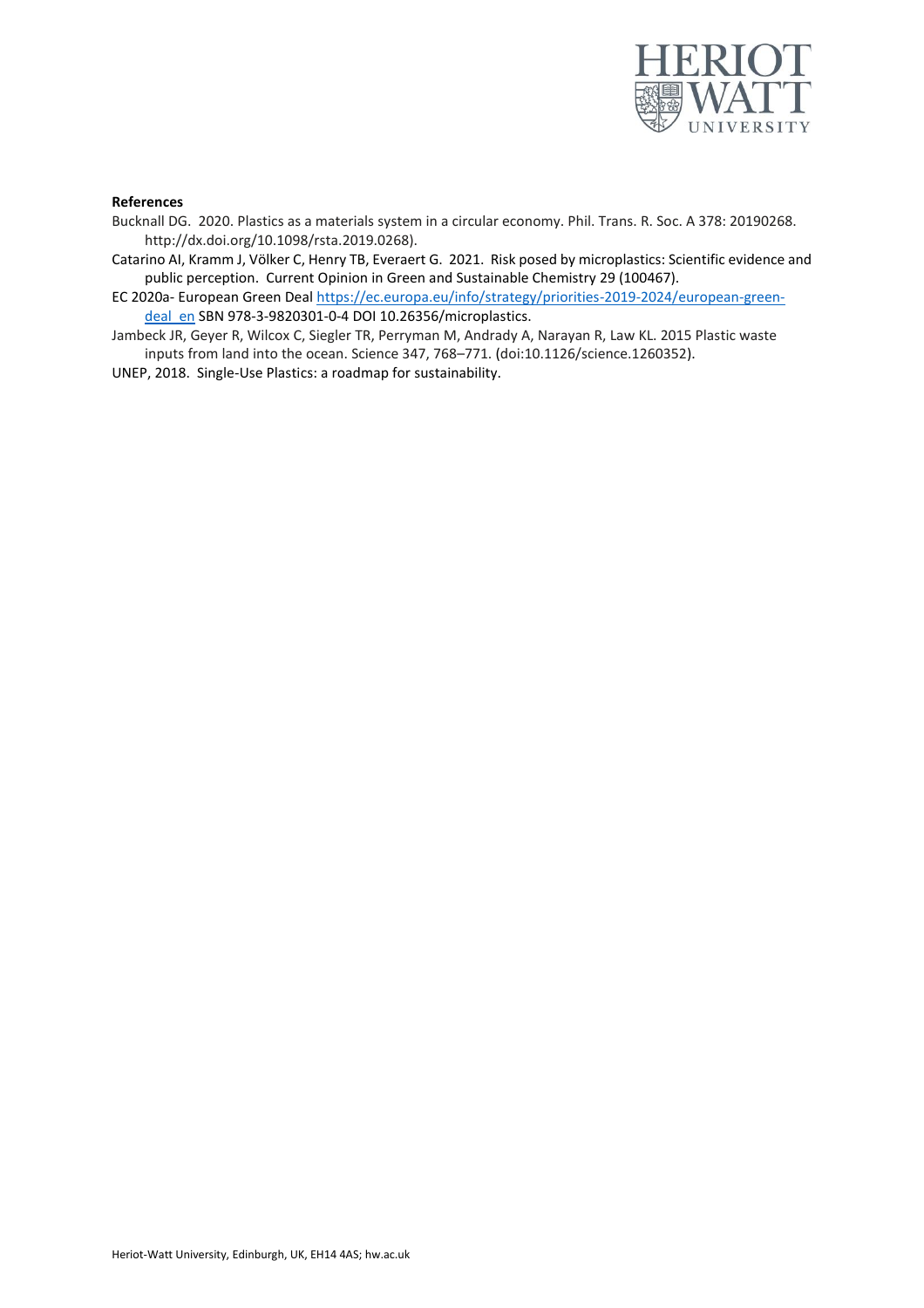**References**

Bucknall DG. 2020. Plastics as a materials system in a circular economy. Phil. Trans. R. Soc. A 378: 20190268. http://dx.doi.org/10.1098/rsta.2019.0268).

Catarino AI, Kramm J, Völker C, Henry TB, Everaert G. 2021. Risk posed by microplastics: Scientific evidence and public perception. Current Opinion in Green and Sustainable Chemistry 29 (100467).

EC 2020a- European Green Deal https://ec.europa.eu/info/strategy/priorities-2019-2024/european-green-deal_en SBN 978-3-9820301-0-4 DOI 10.26356/microplastics.

Jambeck JR, Geyer R, Wilcox C, Siegler TR, Perryman M, Andrady A, Narayan R, Law KL. 2015 Plastic waste inputs from land into the ocean. Science 347, 768–771. (doi:10.1126/science.1260352).

UNEP, 2018. Single-Use Plastics: a roadmap for sustainability.